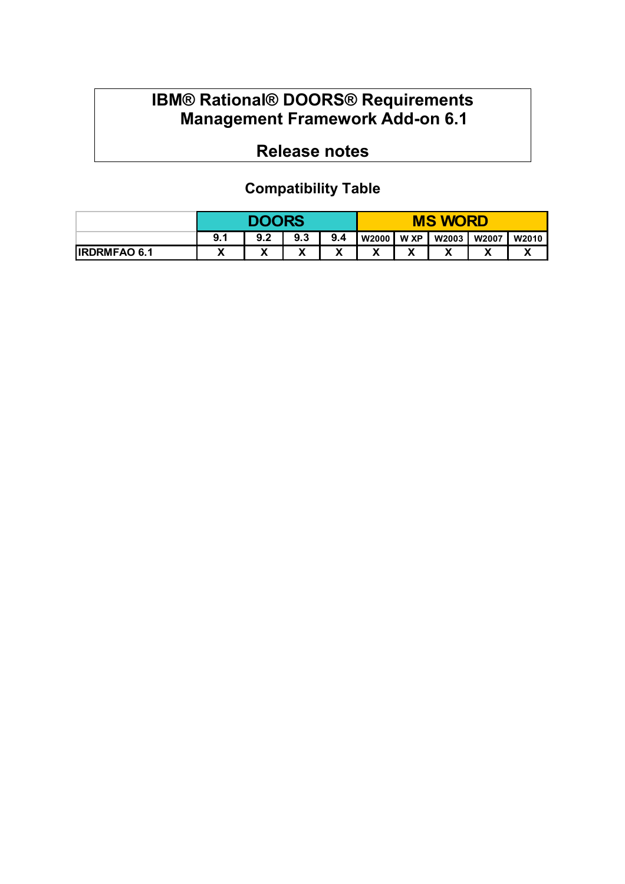# IBM® Rational® DOORS® Requirements Management Framework Add-on 6.1

## Release notes

### Compatibility Table

| | DOORS | | | | MS WORD | | | | |
|---|---|---|---|---|---|---|---|---|---|
| | 9.1 | 9.2 | 9.3 | 9.4 | W2000 | W XP | W2003 | W2007 | W2010 |
| IRDRMFAO 6.1 | X | X | X | X | X | X | X | X | X |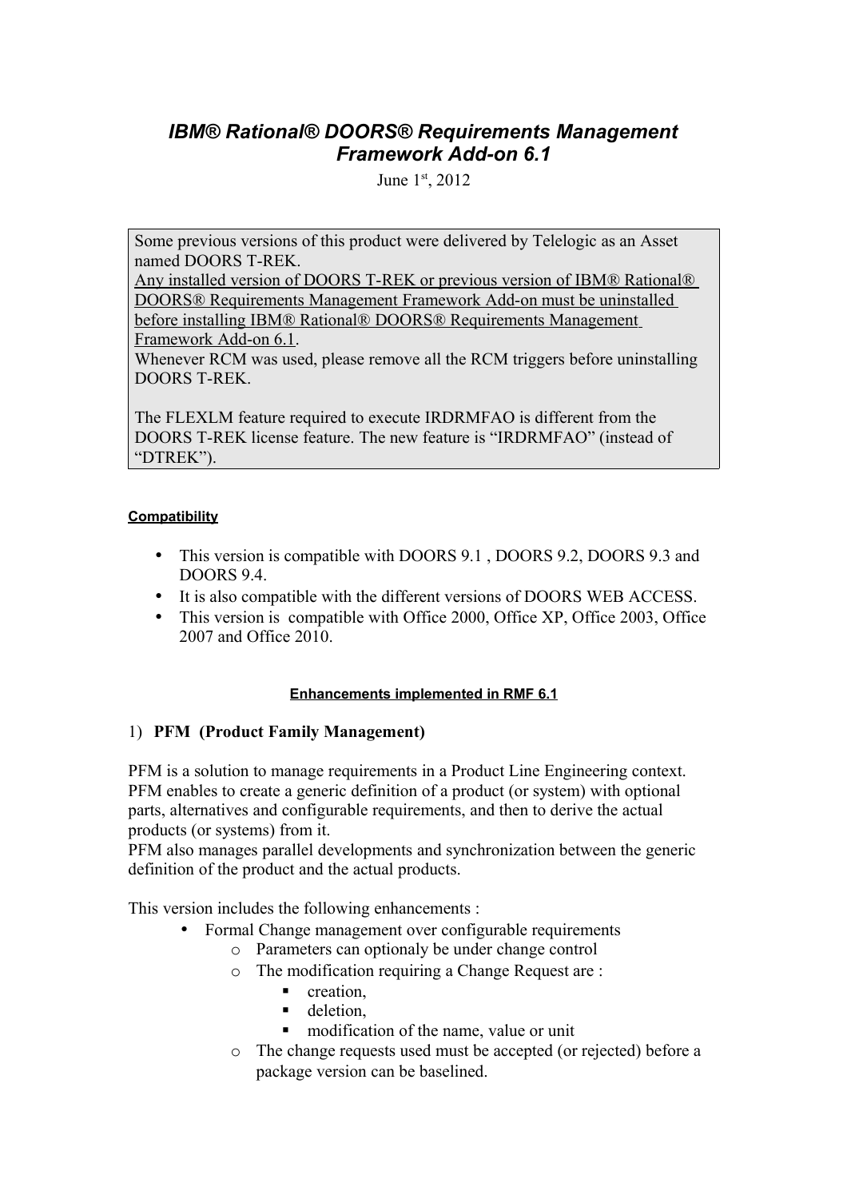# *IBM® Rational® DOORS® Requirements Management Framework Add-on 6.1*

June 1st, 2012

> Some previous versions of this product were delivered by Telelogic as an Asset named DOORS T-REK.
> Any installed version of DOORS T-REK or previous version of IBM® Rational® DOORS® Requirements Management Framework Add-on must be uninstalled before installing IBM® Rational® DOORS® Requirements Management Framework Add-on 6.1.
> Whenever RCM was used, please remove all the RCM triggers before uninstalling DOORS T-REK.
>
> The FLEXLM feature required to execute IRDRMFAO is different from the DOORS T-REK license feature. The new feature is "IRDRMFAO" (instead of "DTREK").

**Compatibility**

- This version is compatible with DOORS 9.1 , DOORS 9.2, DOORS 9.3 and DOORS 9.4.
- It is also compatible with the different versions of DOORS WEB ACCESS.
- This version is compatible with Office 2000, Office XP, Office 2003, Office 2007 and Office 2010.

**Enhancements implemented in RMF 6.1**

1) **PFM (Product Family Management)**

PFM is a solution to manage requirements in a Product Line Engineering context. PFM enables to create a generic definition of a product (or system) with optional parts, alternatives and configurable requirements, and then to derive the actual products (or systems) from it.
PFM also manages parallel developments and synchronization between the generic definition of the product and the actual products.

This version includes the following enhancements :

- Formal Change management over configurable requirements
  - Parameters can optionaly be under change control
  - The modification requiring a Change Request are :
    - creation,
    - deletion,
    - modification of the name, value or unit
  - The change requests used must be accepted (or rejected) before a package version can be baselined.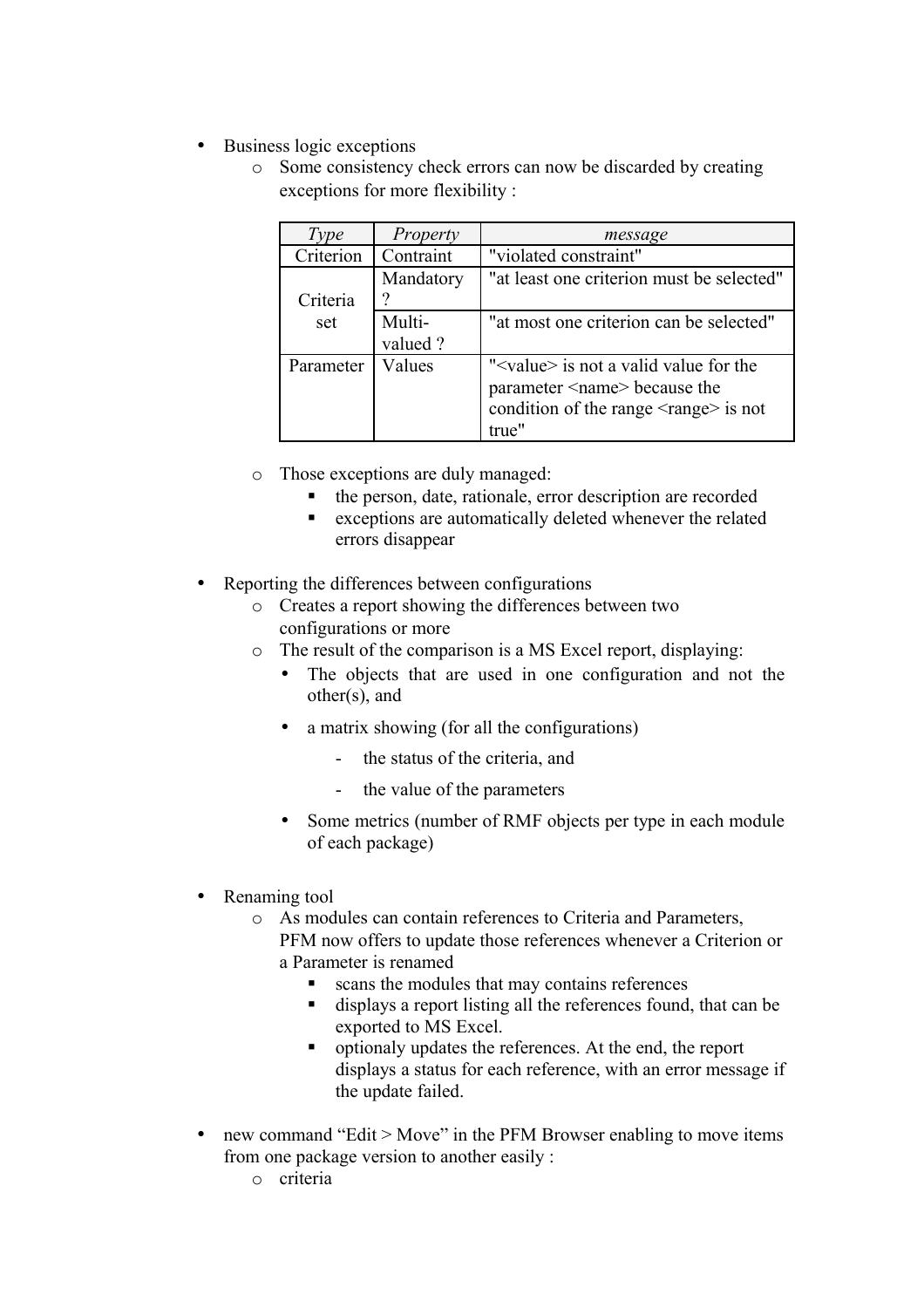- Business logic exceptions
  - Some consistency check errors can now be discarded by creating exceptions for more flexibility :

| *Type* | *Property* | *message* |
|---|---|---|
| Criterion | Contraint | "violated constraint" |
| Criteria set | Mandatory ? | "at least one criterion must be selected" |
| | Multi-valued ? | "at most one criterion can be selected" |
| Parameter | Values | "<value> is not a valid value for the parameter <name> because the condition of the range <range> is not true" |

  - Those exceptions are duly managed:
    - the person, date, rationale, error description are recorded
    - exceptions are automatically deleted whenever the related errors disappear

- Reporting the differences between configurations
  - Creates a report showing the differences between two configurations or more
  - The result of the comparison is a MS Excel report, displaying:
    - The objects that are used in one configuration and not the other(s), and
    - a matrix showing (for all the configurations)
      - the status of the criteria, and
      - the value of the parameters
    - Some metrics (number of RMF objects per type in each module of each package)

- Renaming tool
  - As modules can contain references to Criteria and Parameters, PFM now offers to update those references whenever a Criterion or a Parameter is renamed
    - scans the modules that may contains references
    - displays a report listing all the references found, that can be exported to MS Excel.
    - optionaly updates the references. At the end, the report displays a status for each reference, with an error message if the update failed.

- new command “Edit > Move” in the PFM Browser enabling to move items from one package version to another easily :
  - criteria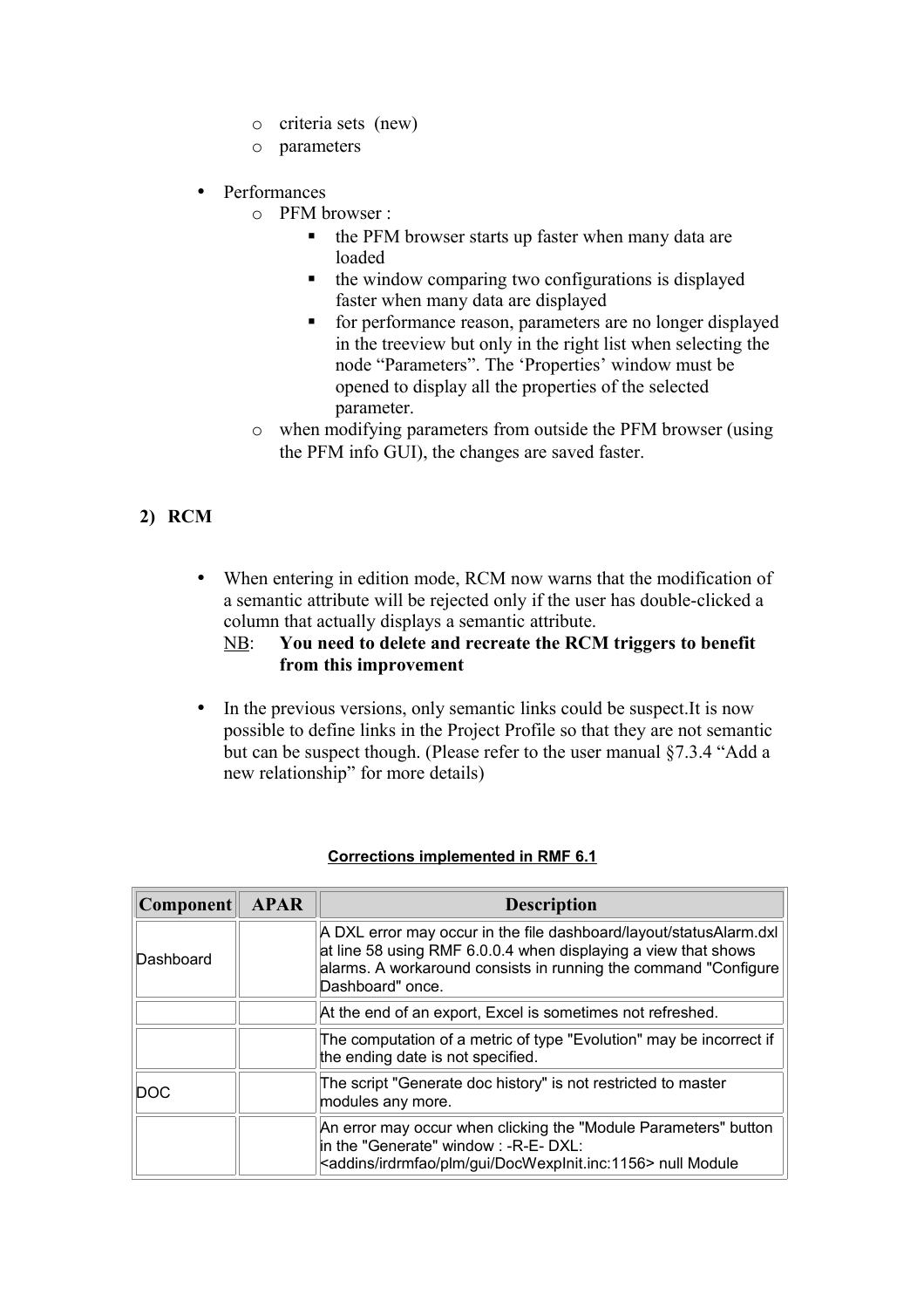- criteria sets (new)
  - parameters

- Performances
  - PFM browser :
    - the PFM browser starts up faster when many data are loaded
    - the window comparing two configurations is displayed faster when many data are displayed
    - for performance reason, parameters are no longer displayed in the treeview but only in the right list when selecting the node "Parameters". The 'Properties' window must be opened to display all the properties of the selected parameter.
  - when modifying parameters from outside the PFM browser (using the PFM info GUI), the changes are saved faster.

**2) RCM**

- When entering in edition mode, RCM now warns that the modification of a semantic attribute will be rejected only if the user has double-clicked a column that actually displays a semantic attribute.

  NB: **You need to delete and recreate the RCM triggers to benefit from this improvement**

- In the previous versions, only semantic links could be suspect.It is now possible to define links in the Project Profile so that they are not semantic but can be suspect though. (Please refer to the user manual §7.3.4 "Add a new relationship" for more details)

**Corrections implemented in RMF 6.1**

| Component | APAR | Description |
|---|---|---|
| Dashboard | | A DXL error may occur in the file dashboard/layout/statusAlarm.dxl at line 58 using RMF 6.0.0.4 when displaying a view that shows alarms. A workaround consists in running the command "Configure Dashboard" once. |
| | | At the end of an export, Excel is sometimes not refreshed. |
| | | The computation of a metric of type "Evolution" may be incorrect if the ending date is not specified. |
| DOC | | The script "Generate doc history" is not restricted to master modules any more. |
| | | An error may occur when clicking the "Module Parameters" button in the "Generate" window : -R-E- DXL: <addins/irdrmfao/plm/gui/DocWexpInit.inc:1156> null Module |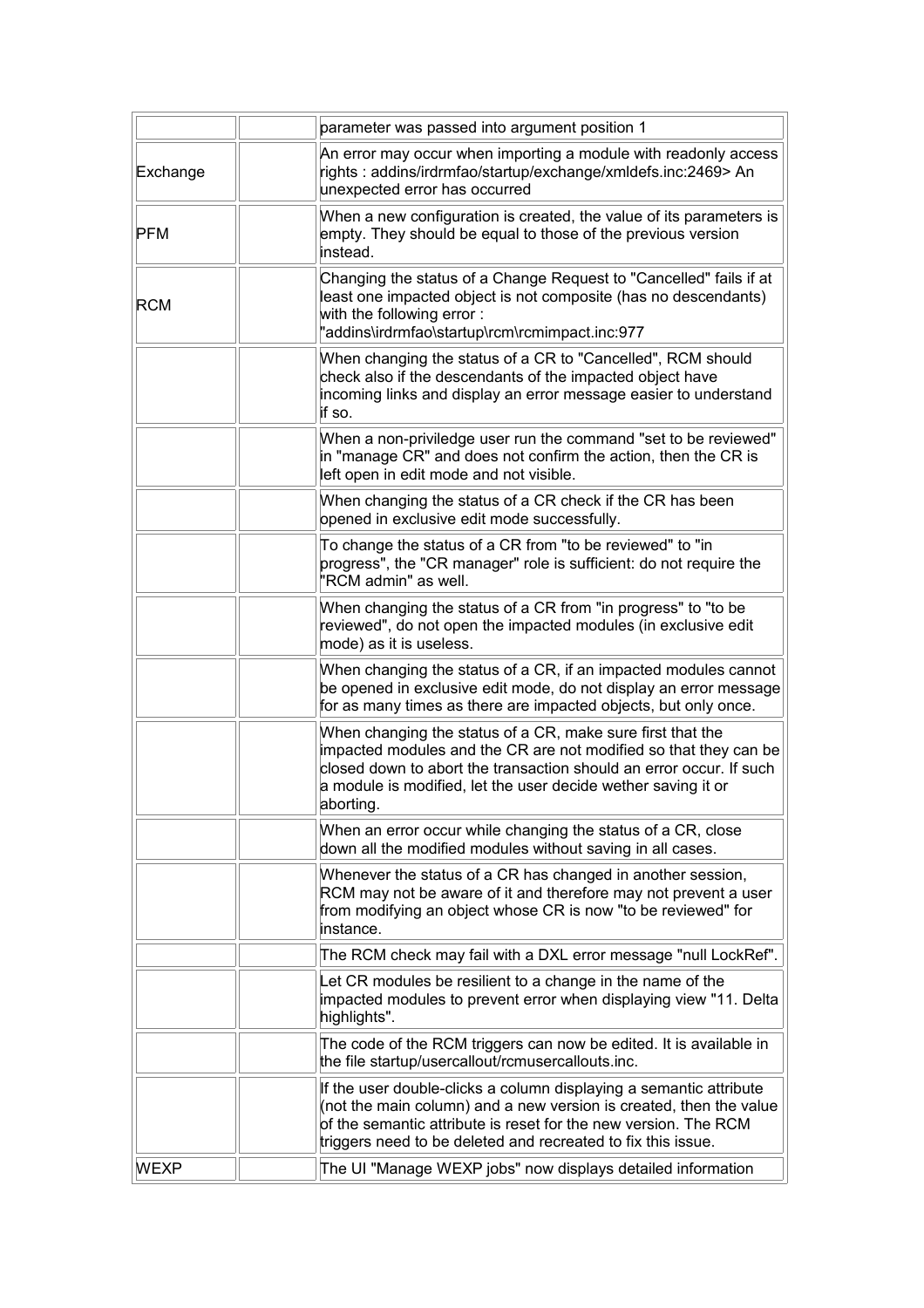| | | |
|---|---|---|
| | | parameter was passed into argument position 1 |
| Exchange | | An error may occur when importing a module with readonly access rights : addins/irdrmfao/startup/exchange/xmldefs.inc:2469> An unexpected error has occurred |
| PFM | | When a new configuration is created, the value of its parameters is empty. They should be equal to those of the previous version instead. |
| RCM | | Changing the status of a Change Request to "Cancelled" fails if at least one impacted object is not composite (has no descendants) with the following error : "addins\irdrmfao\startup\rcm\rcmimpact.inc:977 |
| | | When changing the status of a CR to "Cancelled", RCM should check also if the descendants of the impacted object have incoming links and display an error message easier to understand if so. |
| | | When a non-priviledge user run the command "set to be reviewed" in "manage CR" and does not confirm the action, then the CR is left open in edit mode and not visible. |
| | | When changing the status of a CR check if the CR has been opened in exclusive edit mode successfully. |
| | | To change the status of a CR from "to be reviewed" to "in progress", the "CR manager" role is sufficient: do not require the "RCM admin" as well. |
| | | When changing the status of a CR from "in progress" to "to be reviewed", do not open the impacted modules (in exclusive edit mode) as it is useless. |
| | | When changing the status of a CR, if an impacted modules cannot be opened in exclusive edit mode, do not display an error message for as many times as there are impacted objects, but only once. |
| | | When changing the status of a CR, make sure first that the impacted modules and the CR are not modified so that they can be closed down to abort the transaction should an error occur. If such a module is modified, let the user decide wether saving it or aborting. |
| | | When an error occur while changing the status of a CR, close down all the modified modules without saving in all cases. |
| | | Whenever the status of a CR has changed in another session, RCM may not be aware of it and therefore may not prevent a user from modifying an object whose CR is now "to be reviewed" for instance. |
| | | The RCM check may fail with a DXL error message "null LockRef". |
| | | Let CR modules be resilient to a change in the name of the impacted modules to prevent error when displaying view "11. Delta highlights". |
| | | The code of the RCM triggers can now be edited. It is available in the file startup/usercallout/rcmusercallouts.inc. |
| | | If the user double-clicks a column displaying a semantic attribute (not the main column) and a new version is created, then the value of the semantic attribute is reset for the new version. The RCM triggers need to be deleted and recreated to fix this issue. |
| WEXP | | The UI "Manage WEXP jobs" now displays detailed information |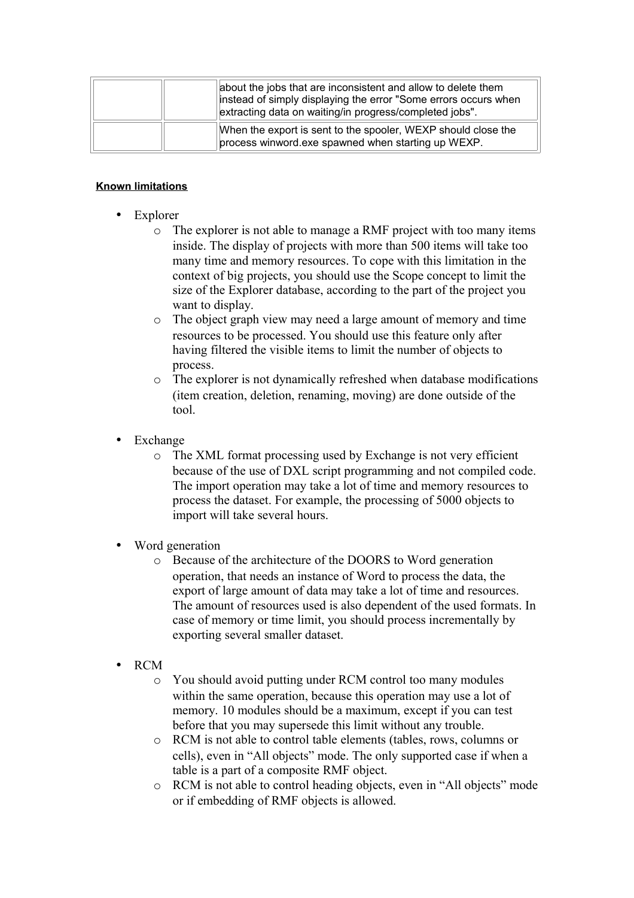| | | |
|---|---|---|
| | | about the jobs that are inconsistent and allow to delete them instead of simply displaying the error "Some errors occurs when extracting data on waiting/in progress/completed jobs". |
| | | When the export is sent to the spooler, WEXP should close the process winword.exe spawned when starting up WEXP. |

**Known limitations**

- Explorer
  - The explorer is not able to manage a RMF project with too many items inside. The display of projects with more than 500 items will take too many time and memory resources. To cope with this limitation in the context of big projects, you should use the Scope concept to limit the size of the Explorer database, according to the part of the project you want to display.
  - The object graph view may need a large amount of memory and time resources to be processed. You should use this feature only after having filtered the visible items to limit the number of objects to process.
  - The explorer is not dynamically refreshed when database modifications (item creation, deletion, renaming, moving) are done outside of the tool.

- Exchange
  - The XML format processing used by Exchange is not very efficient because of the use of DXL script programming and not compiled code. The import operation may take a lot of time and memory resources to process the dataset. For example, the processing of 5000 objects to import will take several hours.

- Word generation
  - Because of the architecture of the DOORS to Word generation operation, that needs an instance of Word to process the data, the export of large amount of data may take a lot of time and resources. The amount of resources used is also dependent of the used formats. In case of memory or time limit, you should process incrementally by exporting several smaller dataset.

- RCM
  - You should avoid putting under RCM control too many modules within the same operation, because this operation may use a lot of memory. 10 modules should be a maximum, except if you can test before that you may supersede this limit without any trouble.
  - RCM is not able to control table elements (tables, rows, columns or cells), even in “All objects” mode. The only supported case if when a table is a part of a composite RMF object.
  - RCM is not able to control heading objects, even in “All objects” mode or if embedding of RMF objects is allowed.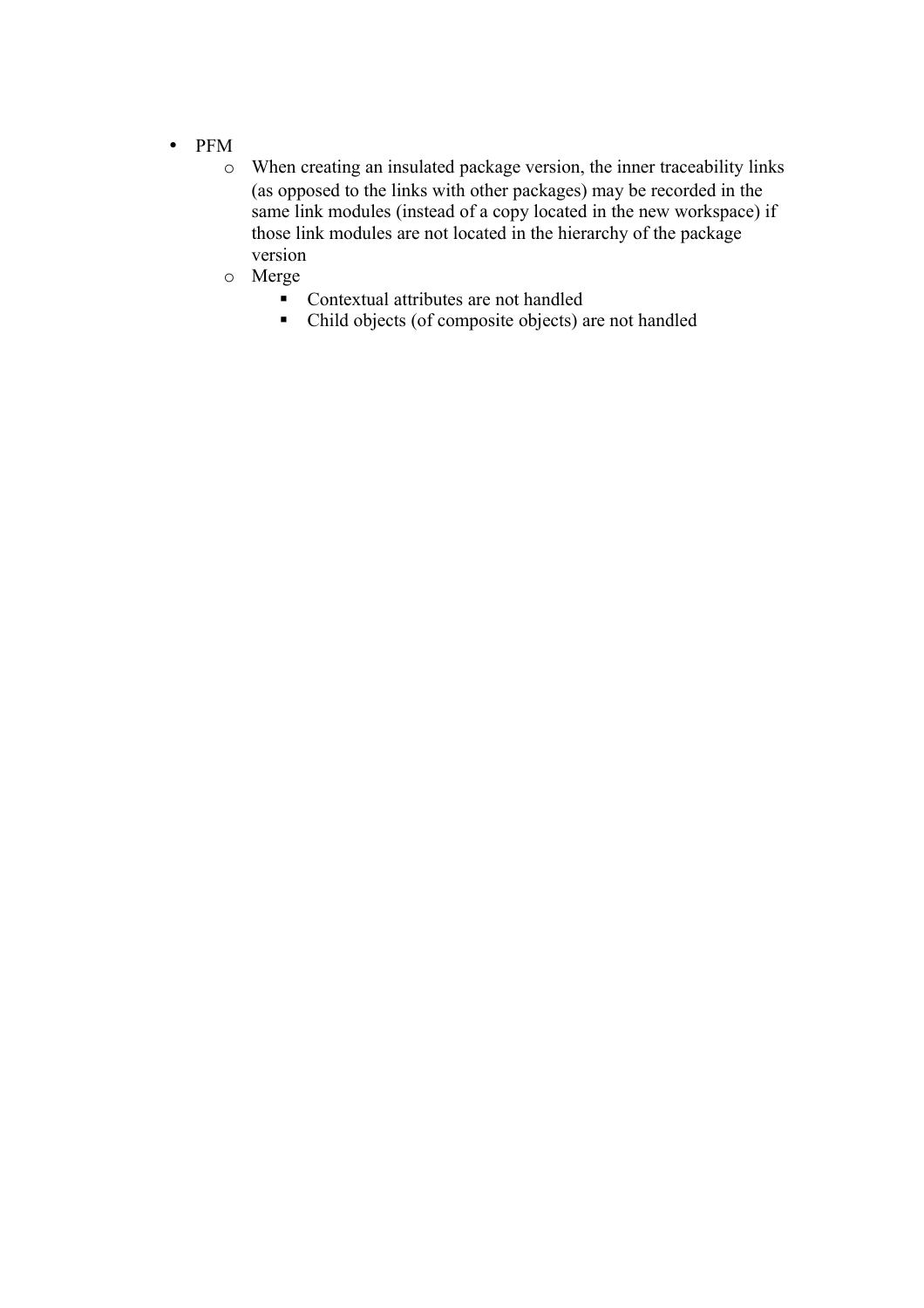- PFM
  - When creating an insulated package version, the inner traceability links (as opposed to the links with other packages) may be recorded in the same link modules (instead of a copy located in the new workspace) if those link modules are not located in the hierarchy of the package version
  - Merge
    - Contextual attributes are not handled
    - Child objects (of composite objects) are not handled